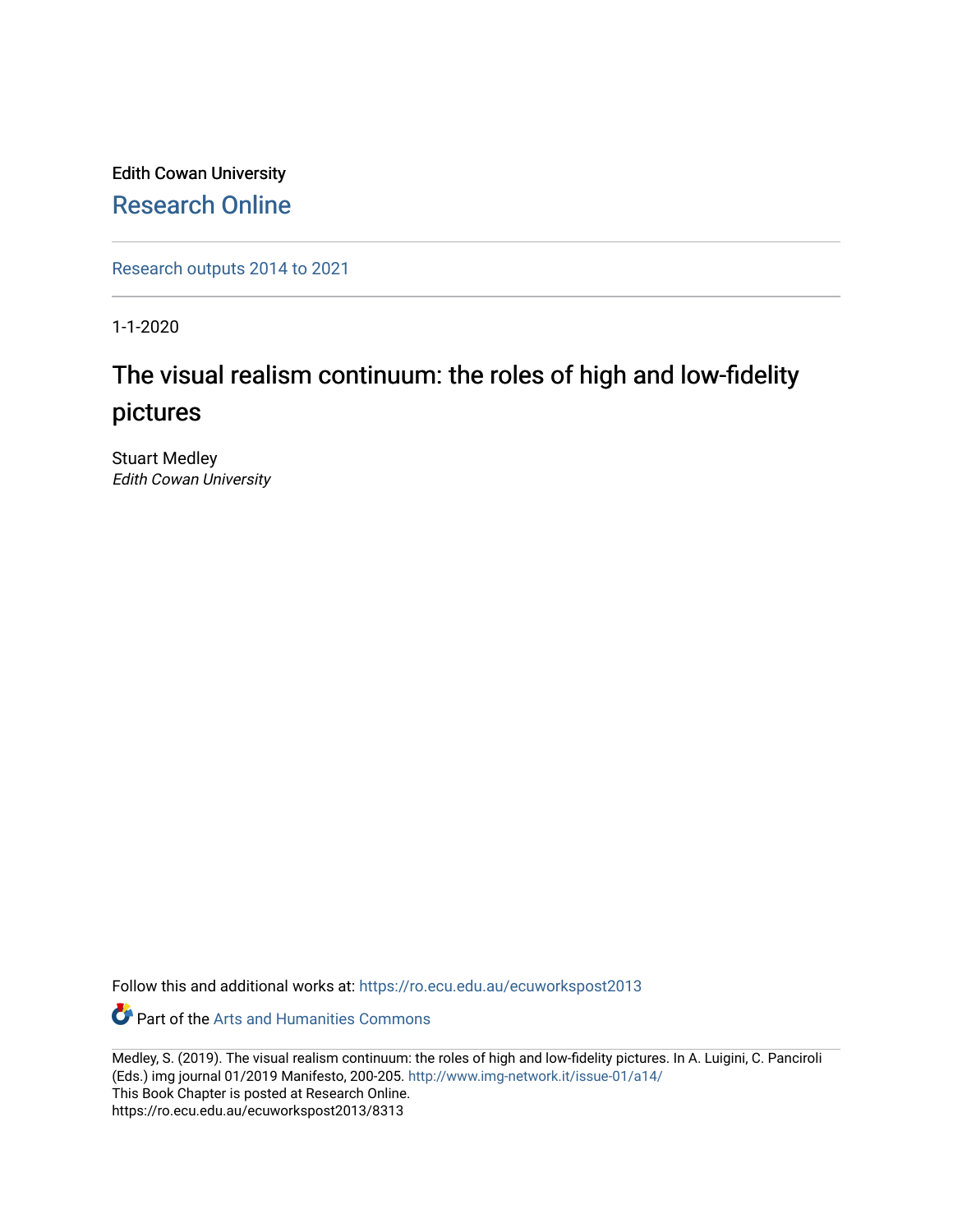Edith Cowan University

## Research Online

Research outputs 2014 to 2021

1-1-2020

# The visual realism continuum: the roles of high and low-fidelity pictures

Stuart Medley
*Edith Cowan University*

Follow this and additional works at: https://ro.ecu.edu.au/ecuworkspost2013

Part of the Arts and Humanities Commons

Medley, S. (2019). The visual realism continuum: the roles of high and low-fidelity pictures. In A. Luigini, C. Panciroli (Eds.) img journal 01/2019 Manifesto, 200-205. http://www.img-network.it/issue-01/a14/
This Book Chapter is posted at Research Online.
https://ro.ecu.edu.au/ecuworkspost2013/8313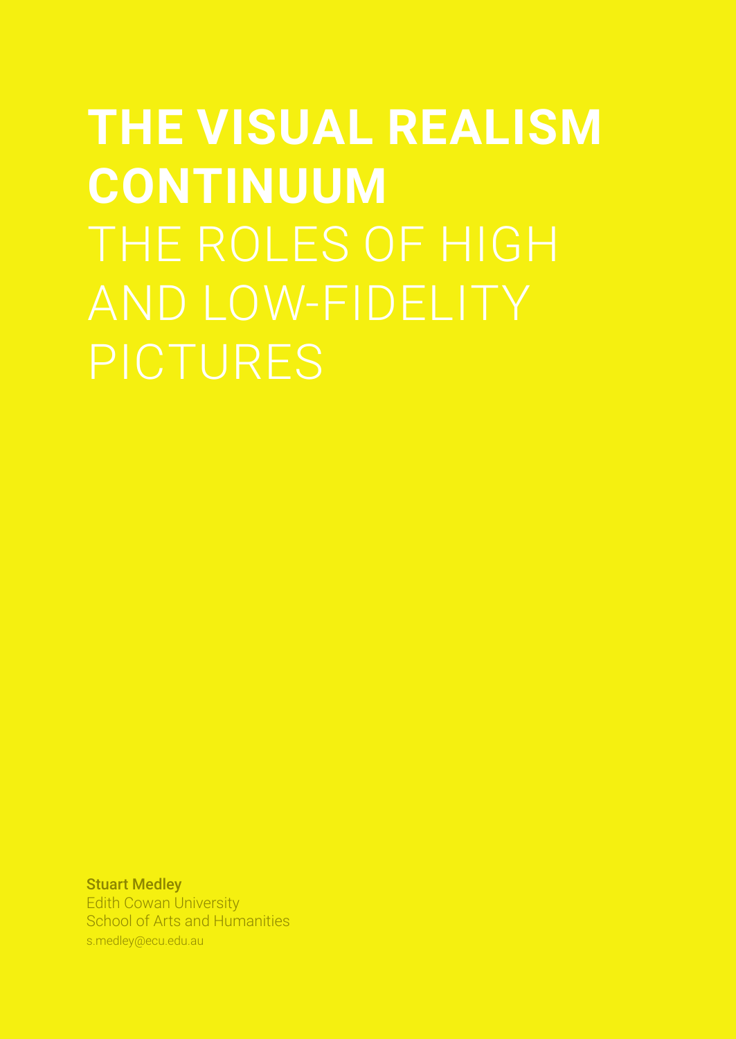# THE VISUAL REALISM CONTINUUM

## THE ROLES OF HIGH AND LOW-FIDELITY PICTURES

**Stuart Medley**
Edith Cowan University
School of Arts and Humanities
s.medley@ecu.edu.au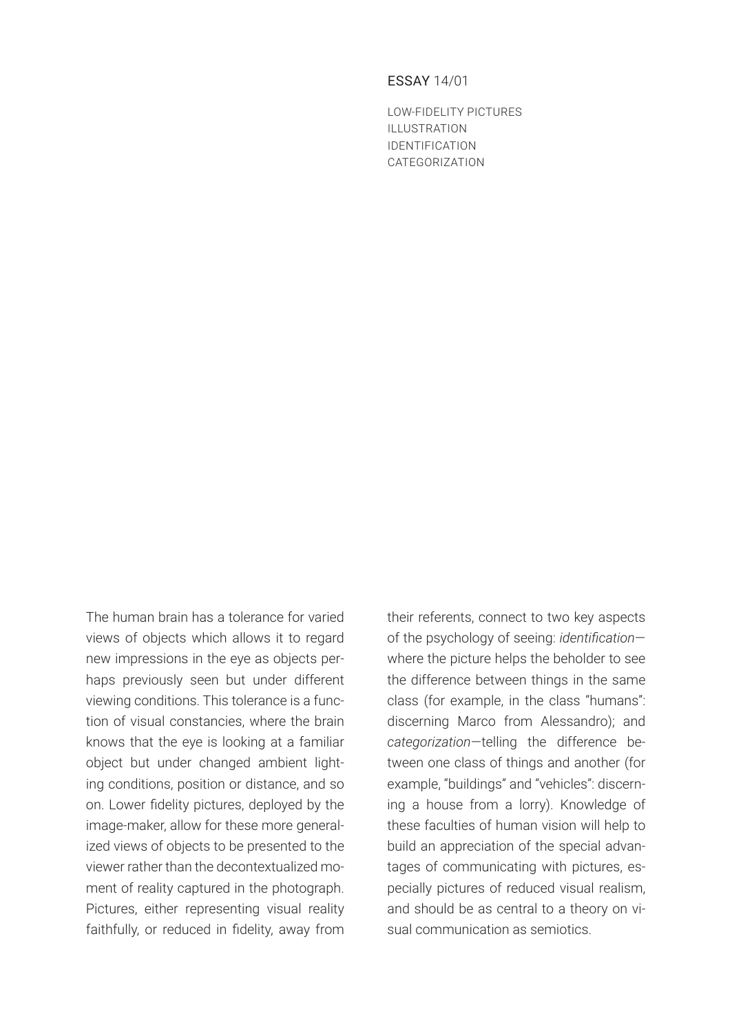ESSAY 14/01

LOW-FIDELITY PICTURES
ILLUSTRATION
IDENTIFICATION
CATEGORIZATION

The human brain has a tolerance for varied views of objects which allows it to regard new impressions in the eye as objects perhaps previously seen but under different viewing conditions. This tolerance is a function of visual constancies, where the brain knows that the eye is looking at a familiar object but under changed ambient lighting conditions, position or distance, and so on. Lower fidelity pictures, deployed by the image-maker, allow for these more generalized views of objects to be presented to the viewer rather than the decontextualized moment of reality captured in the photograph. Pictures, either representing visual reality faithfully, or reduced in fidelity, away from their referents, connect to two key aspects of the psychology of seeing: *identification*—where the picture helps the beholder to see the difference between things in the same class (for example, in the class "humans": discerning Marco from Alessandro); and *categorization*—telling the difference between one class of things and another (for example, "buildings" and "vehicles": discerning a house from a lorry). Knowledge of these faculties of human vision will help to build an appreciation of the special advantages of communicating with pictures, especially pictures of reduced visual realism, and should be as central to a theory on visual communication as semiotics.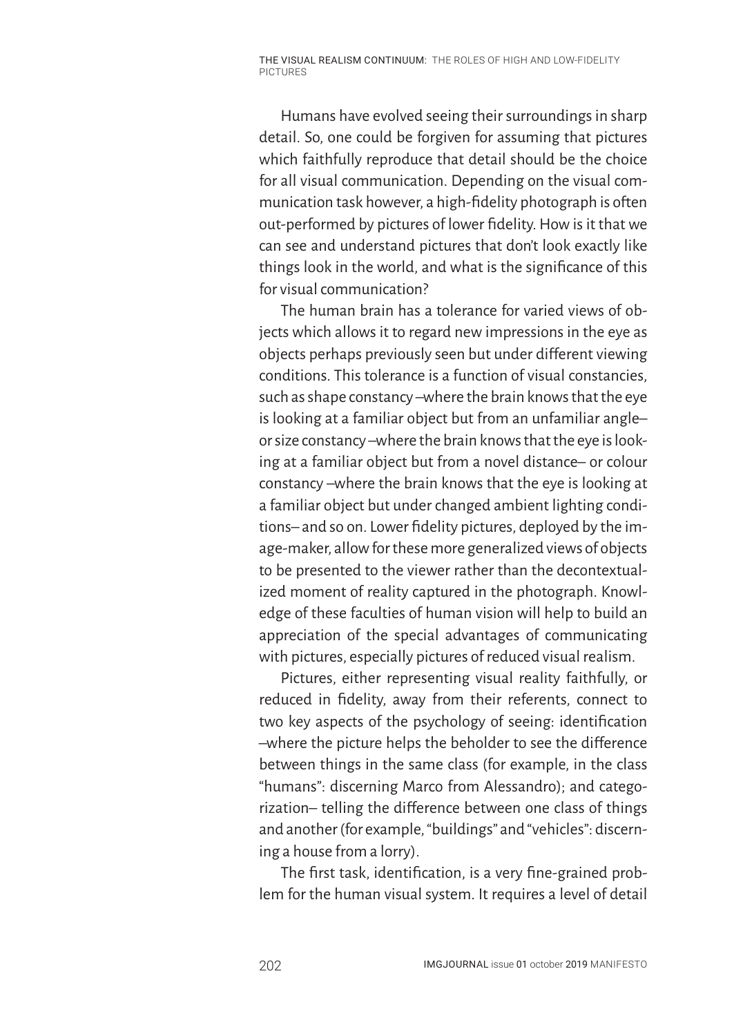Humans have evolved seeing their surroundings in sharp detail. So, one could be forgiven for assuming that pictures which faithfully reproduce that detail should be the choice for all visual communication. Depending on the visual communication task however, a high-fidelity photograph is often out-performed by pictures of lower fidelity. How is it that we can see and understand pictures that don't look exactly like things look in the world, and what is the significance of this for visual communication?

The human brain has a tolerance for varied views of objects which allows it to regard new impressions in the eye as objects perhaps previously seen but under different viewing conditions. This tolerance is a function of visual constancies, such as shape constancy –where the brain knows that the eye is looking at a familiar object but from an unfamiliar angle– or size constancy –where the brain knows that the eye is looking at a familiar object but from a novel distance– or colour constancy –where the brain knows that the eye is looking at a familiar object but under changed ambient lighting conditions– and so on. Lower fidelity pictures, deployed by the image-maker, allow for these more generalized views of objects to be presented to the viewer rather than the decontextualized moment of reality captured in the photograph. Knowledge of these faculties of human vision will help to build an appreciation of the special advantages of communicating with pictures, especially pictures of reduced visual realism.

Pictures, either representing visual reality faithfully, or reduced in fidelity, away from their referents, connect to two key aspects of the psychology of seeing: identification –where the picture helps the beholder to see the difference between things in the same class (for example, in the class "humans": discerning Marco from Alessandro); and categorization– telling the difference between one class of things and another (for example, "buildings" and "vehicles": discerning a house from a lorry).

The first task, identification, is a very fine-grained problem for the human visual system. It requires a level of detail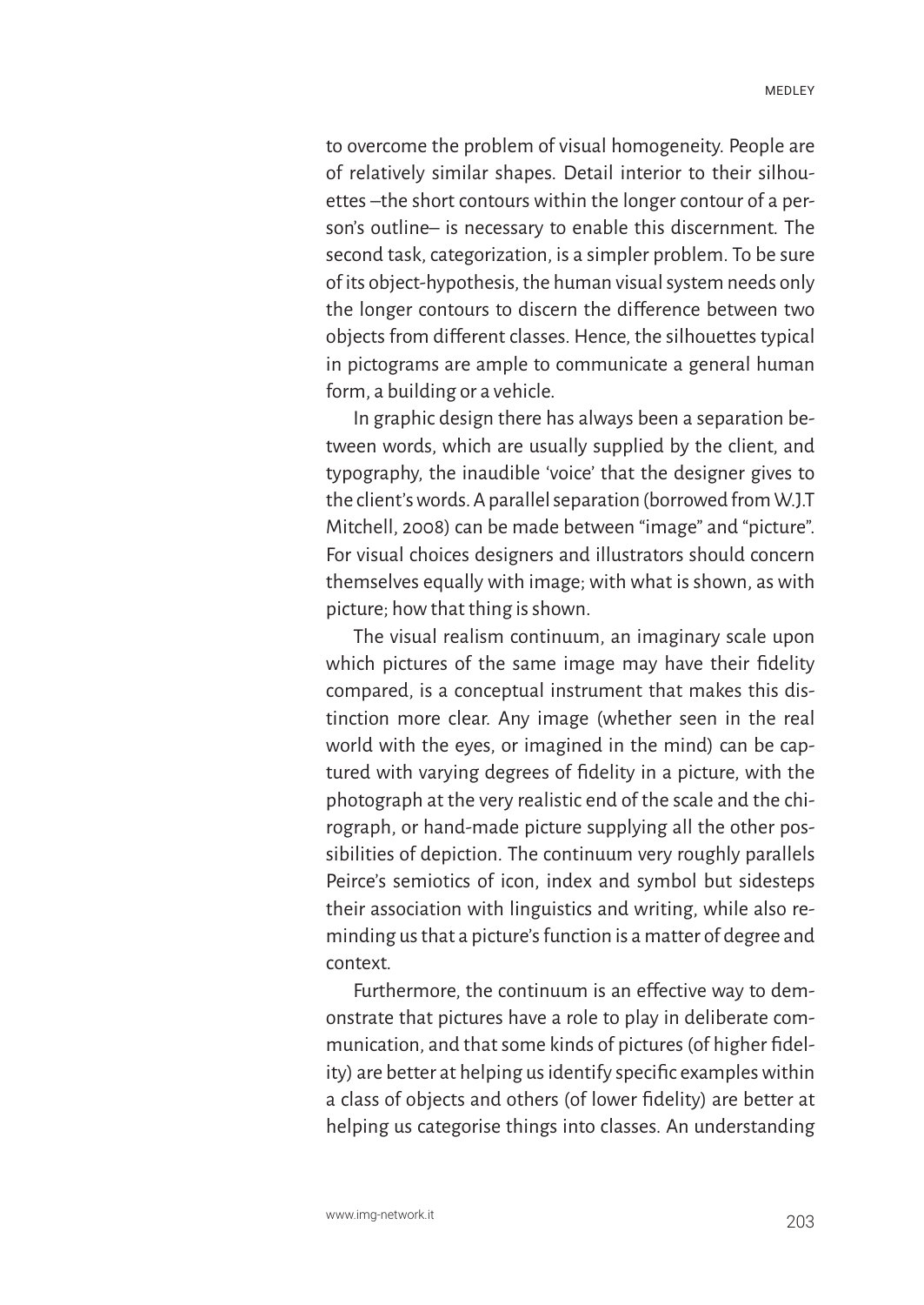to overcome the problem of visual homogeneity. People are of relatively similar shapes. Detail interior to their silhouettes –the short contours within the longer contour of a person's outline– is necessary to enable this discernment. The second task, categorization, is a simpler problem. To be sure of its object-hypothesis, the human visual system needs only the longer contours to discern the difference between two objects from different classes. Hence, the silhouettes typical in pictograms are ample to communicate a general human form, a building or a vehicle.

In graphic design there has always been a separation between words, which are usually supplied by the client, and typography, the inaudible 'voice' that the designer gives to the client's words. A parallel separation (borrowed from W.J.T Mitchell, 2008) can be made between "image" and "picture". For visual choices designers and illustrators should concern themselves equally with image; with what is shown, as with picture; how that thing is shown.

The visual realism continuum, an imaginary scale upon which pictures of the same image may have their fidelity compared, is a conceptual instrument that makes this distinction more clear. Any image (whether seen in the real world with the eyes, or imagined in the mind) can be captured with varying degrees of fidelity in a picture, with the photograph at the very realistic end of the scale and the chirograph, or hand-made picture supplying all the other possibilities of depiction. The continuum very roughly parallels Peirce's semiotics of icon, index and symbol but sidesteps their association with linguistics and writing, while also reminding us that a picture's function is a matter of degree and context.

Furthermore, the continuum is an effective way to demonstrate that pictures have a role to play in deliberate communication, and that some kinds of pictures (of higher fidelity) are better at helping us identify specific examples within a class of objects and others (of lower fidelity) are better at helping us categorise things into classes. An understanding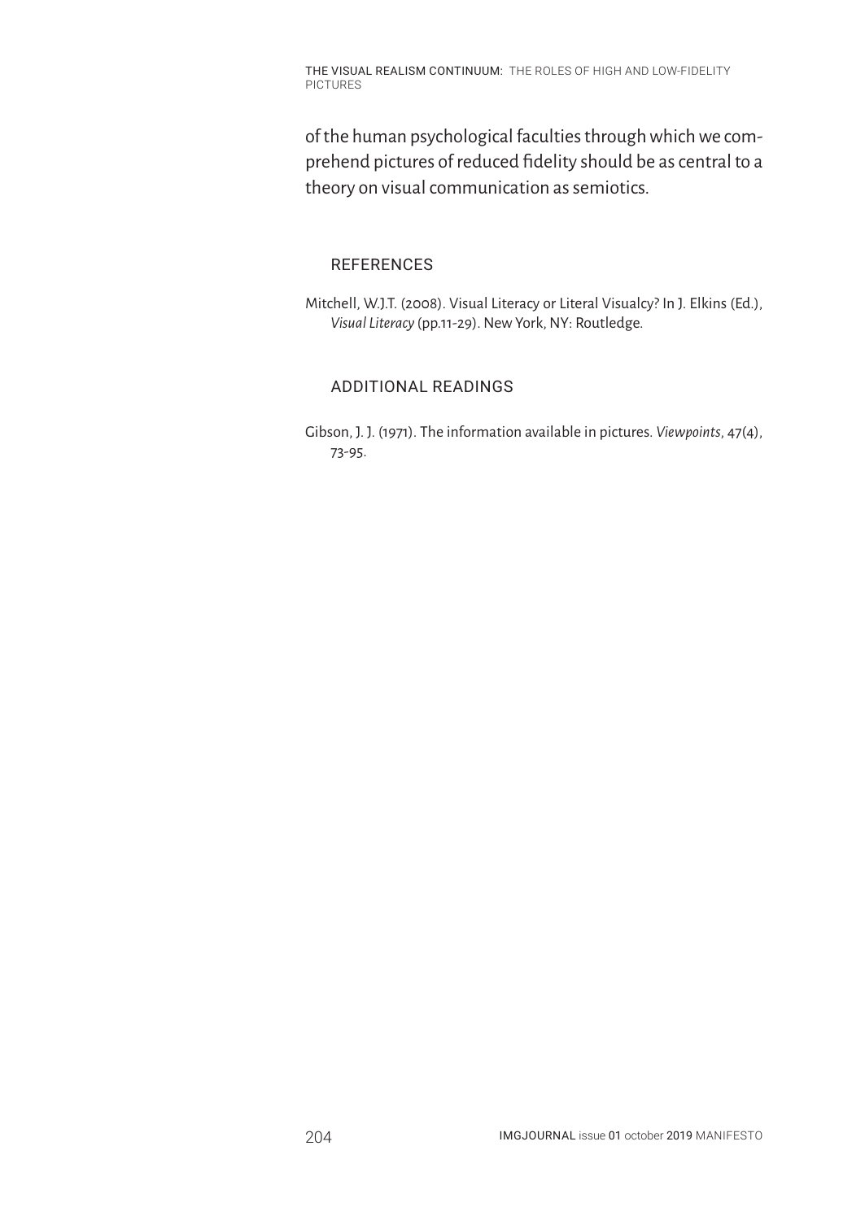of the human psychological faculties through which we comprehend pictures of reduced fidelity should be as central to a theory on visual communication as semiotics.

## REFERENCES

Mitchell, W.J.T. (2008). Visual Literacy or Literal Visualcy? In J. Elkins (Ed.), *Visual Literacy* (pp.11-29). New York, NY: Routledge.

## ADDITIONAL READINGS

Gibson, J. J. (1971). The information available in pictures. *Viewpoints*, 47(4), 73-95.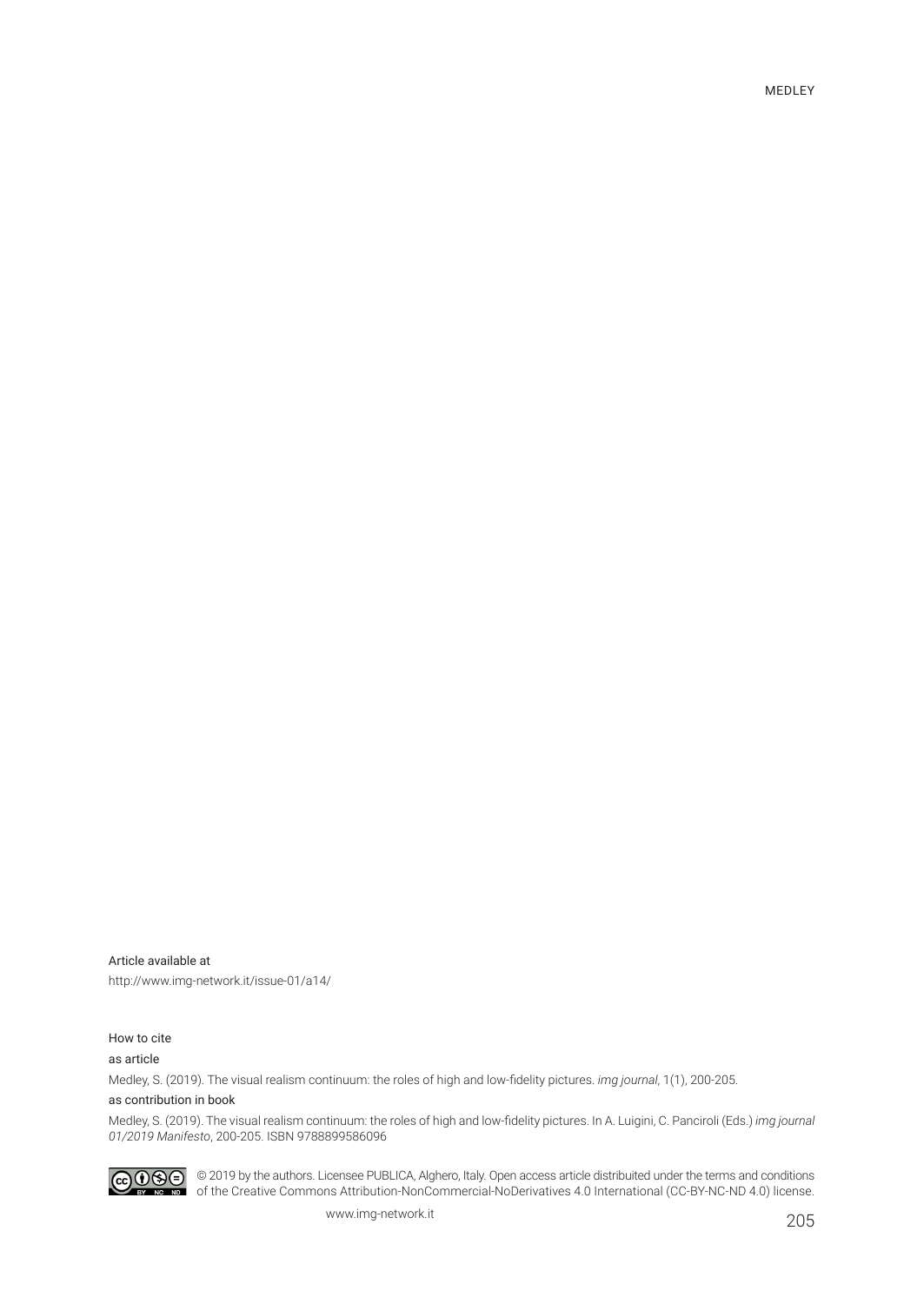Article available at

http://www.img-network.it/issue-01/a14/

How to cite

as article

Medley, S. (2019). The visual realism continuum: the roles of high and low-fidelity pictures. *img journal*, 1(1), 200-205.

as contribution in book

Medley, S. (2019). The visual realism continuum: the roles of high and low-fidelity pictures. In A. Luigini, C. Panciroli (Eds.) *img journal 01/2019 Manifesto*, 200-205. ISBN 9788899586096

© 2019 by the authors. Licensee PUBLICA, Alghero, Italy. Open access article distribuited under the terms and conditions of the Creative Commons Attribution-NonCommercial-NoDerivatives 4.0 International (CC-BY-NC-ND 4.0) license.

www.img-network.it